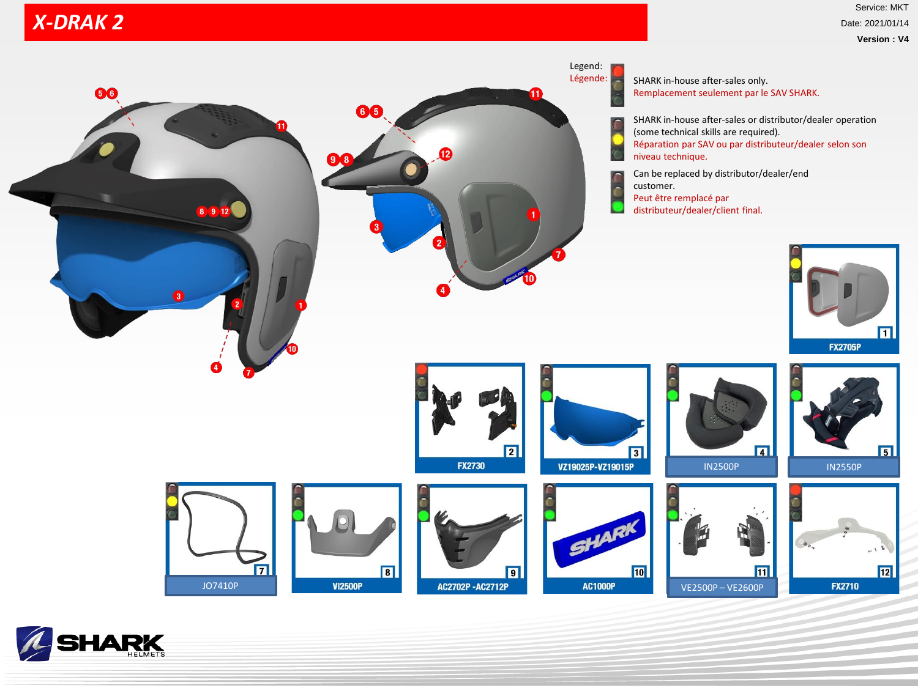# X-DRAK 2

Service: MKT
Date: 2021/01/14
**Version : V4**

Legend:
Légende:

- SHARK in-house after-sales only.
  Remplacement seulement par le SAV SHARK.
- SHARK in-house after-sales or distributor/dealer operation (some technical skills are required).
  Réparation par SAV ou par distributeur/dealer selon son niveau technique.
- Can be replaced by distributor/dealer/end customer.
  Peut être remplacé par distributeur/dealer/client final.

| No. | Reference |
|---|---|
| 1 | FX2705P |
| 2 | FX2730 |
| 3 | VZ19025P-VZ19015P |
| 4 | IN2500P |
| 5 | IN2550P |
| 7 | JO7410P |
| 8 | VI2500P |
| 9 | AC2702P -AC2712P |
| 10 | AC1000P |
| 11 | VE2500P – VE2600P |
| 12 | FX2710 |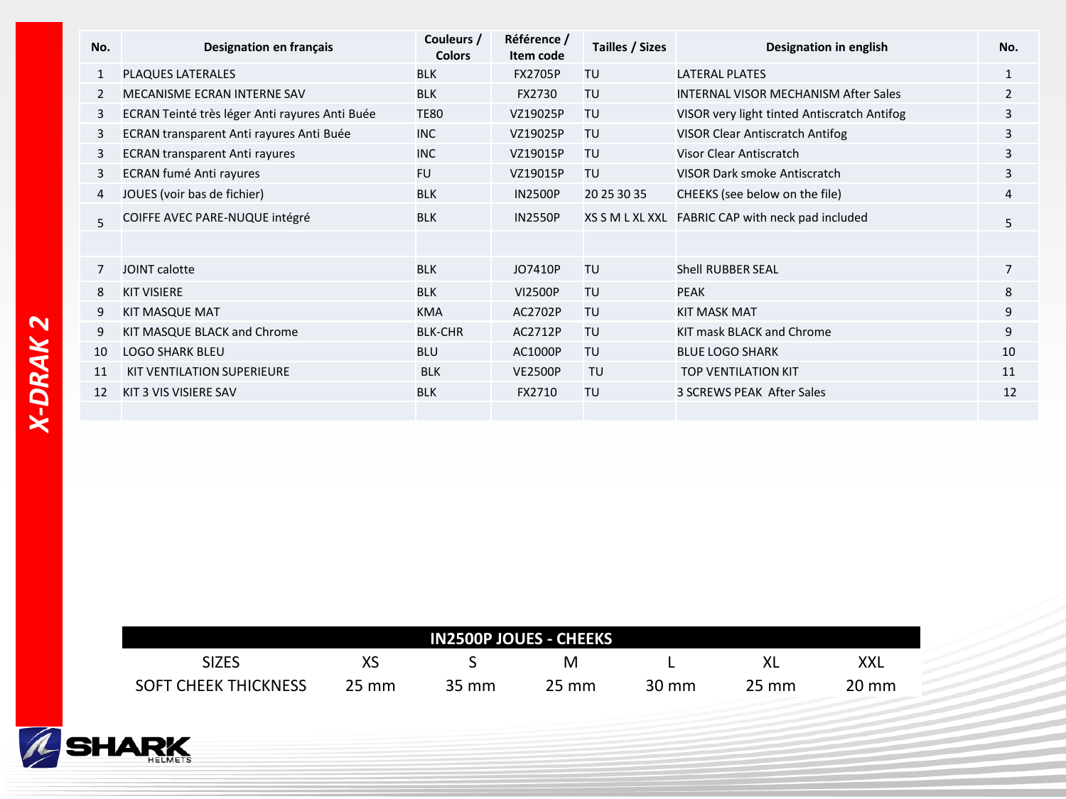# X-DRAK 2

| No. | Designation en français | Couleurs / Colors | Référence / Item code | Tailles / Sizes | Designation in english | No. |
|---|---|---|---|---|---|---|
| 1 | PLAQUES LATERALES | BLK | FX2705P | TU | LATERAL PLATES | 1 |
| 2 | MECANISME ECRAN INTERNE SAV | BLK | FX2730 | TU | INTERNAL VISOR MECHANISM After Sales | 2 |
| 3 | ECRAN Teinté très léger Anti rayures Anti Buée | TE80 | VZ19025P | TU | VISOR very light tinted Antiscratch Antifog | 3 |
| 3 | ECRAN transparent Anti rayures Anti Buée | INC | VZ19025P | TU | VISOR Clear Antiscratch Antifog | 3 |
| 3 | ECRAN transparent Anti rayures | INC | VZ19015P | TU | Visor Clear Antiscratch | 3 |
| 3 | ECRAN fumé Anti rayures | FU | VZ19015P | TU | VISOR Dark smoke Antiscratch | 3 |
| 4 | JOUES (voir bas de fichier) | BLK | IN2500P | 20 25 30 35 | CHEEKS (see below on the file) | 4 |
| 5 | COIFFE AVEC PARE-NUQUE intégré | BLK | IN2550P | XS S M L XL XXL | FABRIC CAP with neck pad included | 5 |
| | | | | | | |
| 7 | JOINT calotte | BLK | JO7410P | TU | Shell RUBBER SEAL | 7 |
| 8 | KIT VISIERE | BLK | VI2500P | TU | PEAK | 8 |
| 9 | KIT MASQUE MAT | KMA | AC2702P | TU | KIT MASK MAT | 9 |
| 9 | KIT MASQUE BLACK and Chrome | BLK-CHR | AC2712P | TU | KIT mask BLACK and Chrome | 9 |
| 10 | LOGO SHARK BLEU | BLU | AC1000P | TU | BLUE LOGO SHARK | 10 |
| 11 | KIT VENTILATION SUPERIEURE | BLK | VE2500P | TU | TOP VENTILATION KIT | 11 |
| 12 | KIT 3 VIS VISIERE SAV | BLK | FX2710 | TU | 3 SCREWS PEAK After Sales | 12 |
| | | | | | | |

| IN2500P JOUES - CHEEKS | | | | | | |
|---|---|---|---|---|---|---|
| SIZES | XS | S | M | L | XL | XXL |
| SOFT CHEEK THICKNESS | 25 mm | 35 mm | 25 mm | 30 mm | 25 mm | 20 mm |

SHARK HELMETS